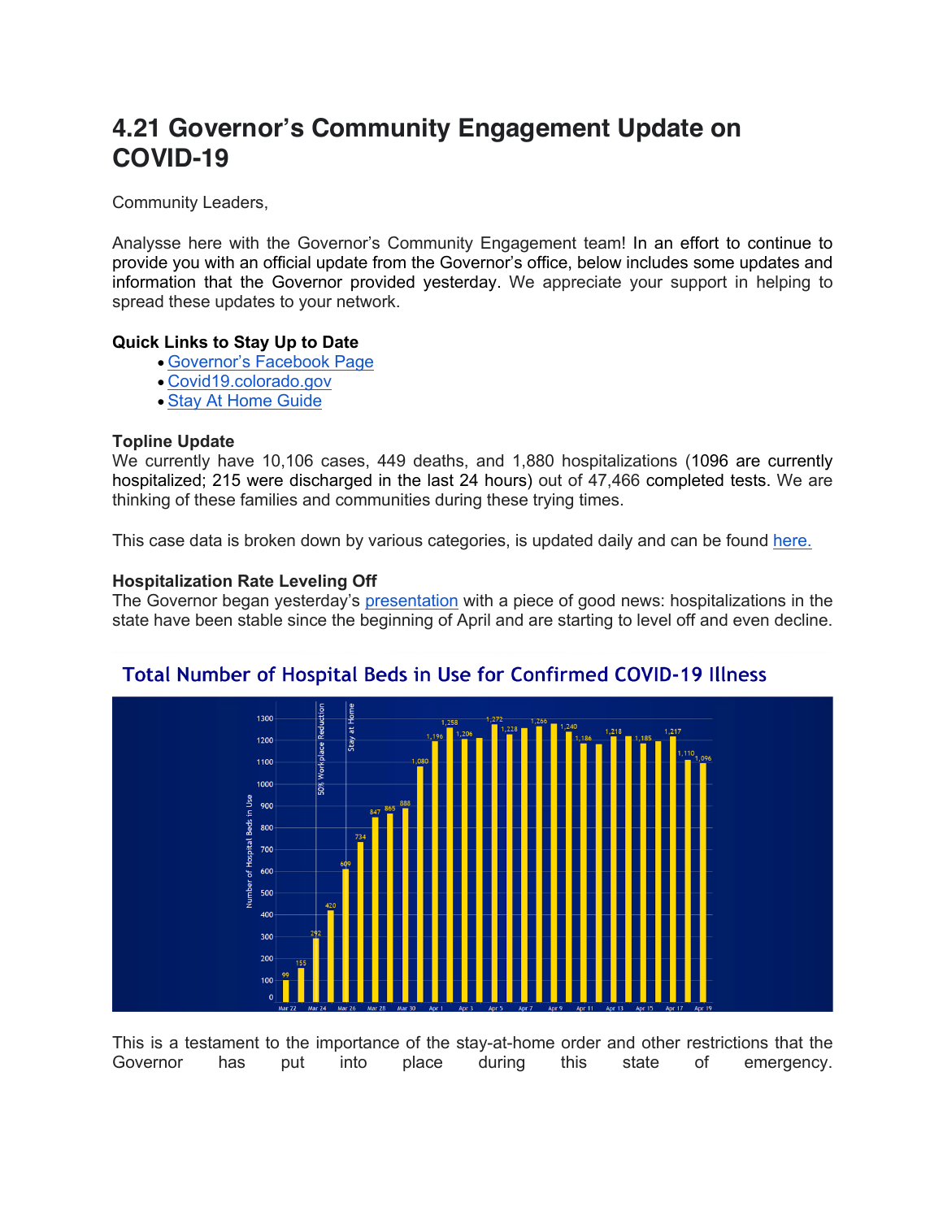# 4.21 Governor's Community Engagement Update on COVID-19

Community Leaders,

Analysse here with the Governor's Community Engagement team! In an effort to continue to provide you with an official update from the Governor's office, below includes some updates and information that the Governor provided yesterday. We appreciate your support in helping to spread these updates to your network.

**Quick Links to Stay Up to Date**

- Governor's Facebook Page
- Covid19.colorado.gov
- Stay At Home Guide

**Topline Update**

We currently have 10,106 cases, 449 deaths, and 1,880 hospitalizations (1096 are currently hospitalized; 215 were discharged in the last 24 hours) out of 47,466 completed tests. We are thinking of these families and communities during these trying times.

This case data is broken down by various categories, is updated daily and can be found here.

**Hospitalization Rate Leveling Off**

The Governor began yesterday's presentation with a piece of good news: hospitalizations in the state have been stable since the beginning of April and are starting to level off and even decline.

Total Number of Hospital Beds in Use for Confirmed COVID-19 Illness

This is a testament to the importance of the stay-at-home order and other restrictions that the Governor has put into place during this state of emergency.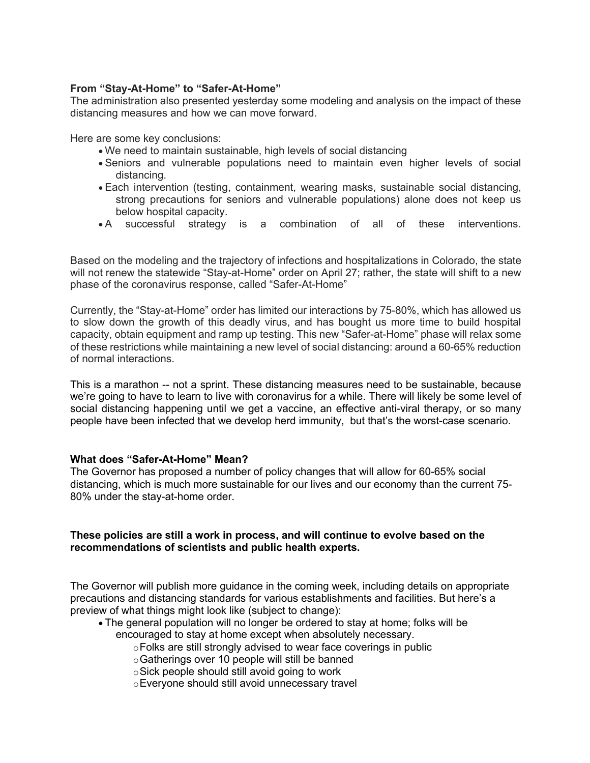**From "Stay-At-Home" to "Safer-At-Home"**

The administration also presented yesterday some modeling and analysis on the impact of these distancing measures and how we can move forward.

Here are some key conclusions:

- We need to maintain sustainable, high levels of social distancing
- Seniors and vulnerable populations need to maintain even higher levels of social distancing.
- Each intervention (testing, containment, wearing masks, sustainable social distancing, strong precautions for seniors and vulnerable populations) alone does not keep us below hospital capacity.
- A successful strategy is a combination of all of these interventions.

Based on the modeling and the trajectory of infections and hospitalizations in Colorado, the state will not renew the statewide "Stay-at-Home" order on April 27; rather, the state will shift to a new phase of the coronavirus response, called "Safer-At-Home"

Currently, the "Stay-at-Home" order has limited our interactions by 75-80%, which has allowed us to slow down the growth of this deadly virus, and has bought us more time to build hospital capacity, obtain equipment and ramp up testing. This new "Safer-at-Home" phase will relax some of these restrictions while maintaining a new level of social distancing: around a 60-65% reduction of normal interactions.

This is a marathon -- not a sprint. These distancing measures need to be sustainable, because we're going to have to learn to live with coronavirus for a while. There will likely be some level of social distancing happening until we get a vaccine, an effective anti-viral therapy, or so many people have been infected that we develop herd immunity, but that's the worst-case scenario.

**What does "Safer-At-Home" Mean?**

The Governor has proposed a number of policy changes that will allow for 60-65% social distancing, which is much more sustainable for our lives and our economy than the current 75-80% under the stay-at-home order.

**These policies are still a work in process, and will continue to evolve based on the recommendations of scientists and public health experts.**

The Governor will publish more guidance in the coming week, including details on appropriate precautions and distancing standards for various establishments and facilities. But here's a preview of what things might look like (subject to change):

- The general population will no longer be ordered to stay at home; folks will be encouraged to stay at home except when absolutely necessary.
  - Folks are still strongly advised to wear face coverings in public
  - Gatherings over 10 people will still be banned
  - Sick people should still avoid going to work
  - Everyone should still avoid unnecessary travel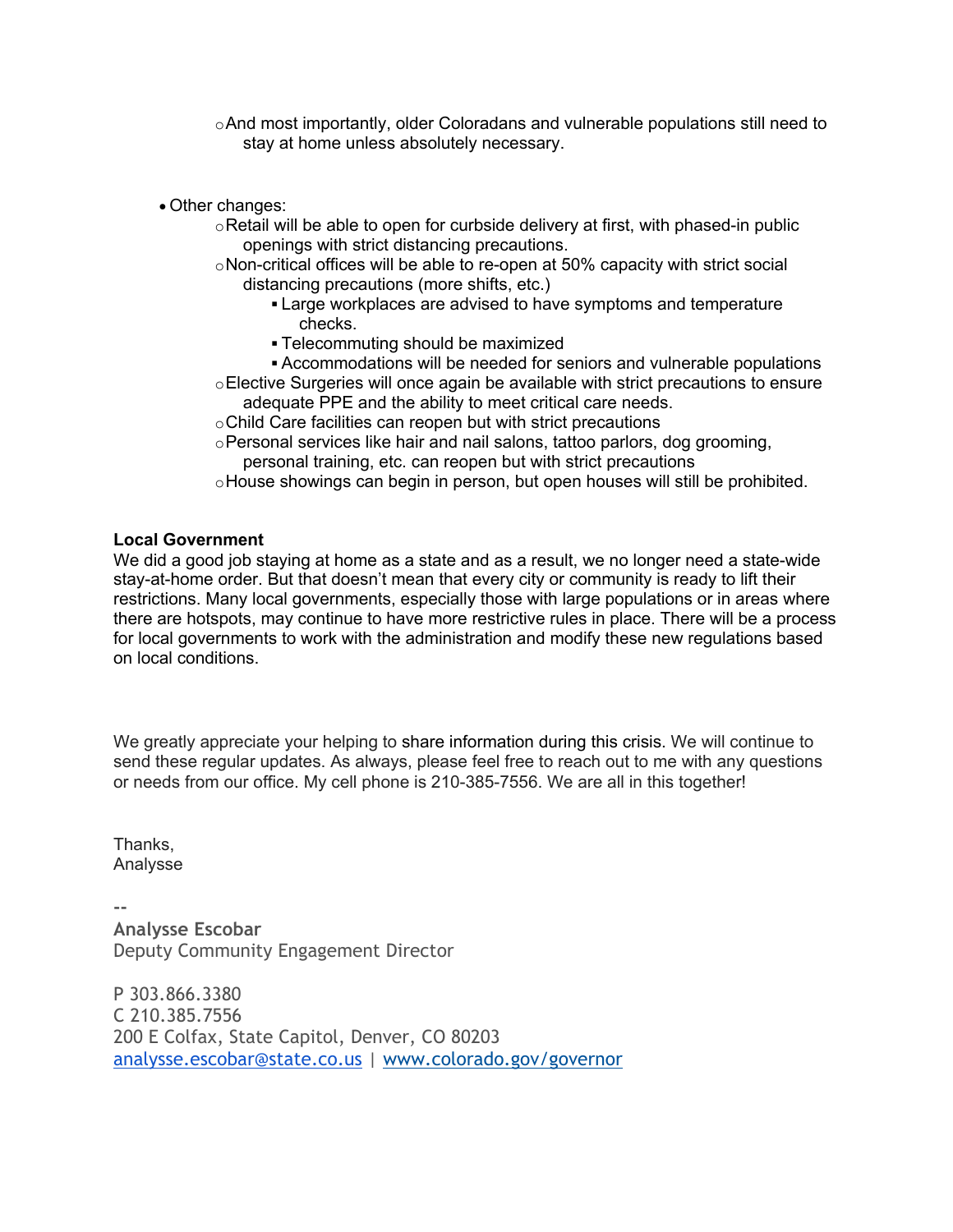- And most importantly, older Coloradans and vulnerable populations still need to stay at home unless absolutely necessary.

- Other changes:
  - Retail will be able to open for curbside delivery at first, with phased-in public openings with strict distancing precautions.
  - Non-critical offices will be able to re-open at 50% capacity with strict social distancing precautions (more shifts, etc.)
    - Large workplaces are advised to have symptoms and temperature checks.
    - Telecommuting should be maximized
    - Accommodations will be needed for seniors and vulnerable populations
  - Elective Surgeries will once again be available with strict precautions to ensure adequate PPE and the ability to meet critical care needs.
  - Child Care facilities can reopen but with strict precautions
  - Personal services like hair and nail salons, tattoo parlors, dog grooming, personal training, etc. can reopen but with strict precautions
  - House showings can begin in person, but open houses will still be prohibited.

**Local Government**

We did a good job staying at home as a state and as a result, we no longer need a state-wide stay-at-home order. But that doesn't mean that every city or community is ready to lift their restrictions. Many local governments, especially those with large populations or in areas where there are hotspots, may continue to have more restrictive rules in place. There will be a process for local governments to work with the administration and modify these new regulations based on local conditions.

We greatly appreciate your helping to share information during this crisis. We will continue to send these regular updates. As always, please feel free to reach out to me with any questions or needs from our office. My cell phone is 210-385-7556. We are all in this together!

Thanks,
Analysse

--
**Analysse Escobar**
Deputy Community Engagement Director

P 303.866.3380
C 210.385.7556
200 E Colfax, State Capitol, Denver, CO 80203
analysse.escobar@state.co.us | www.colorado.gov/governor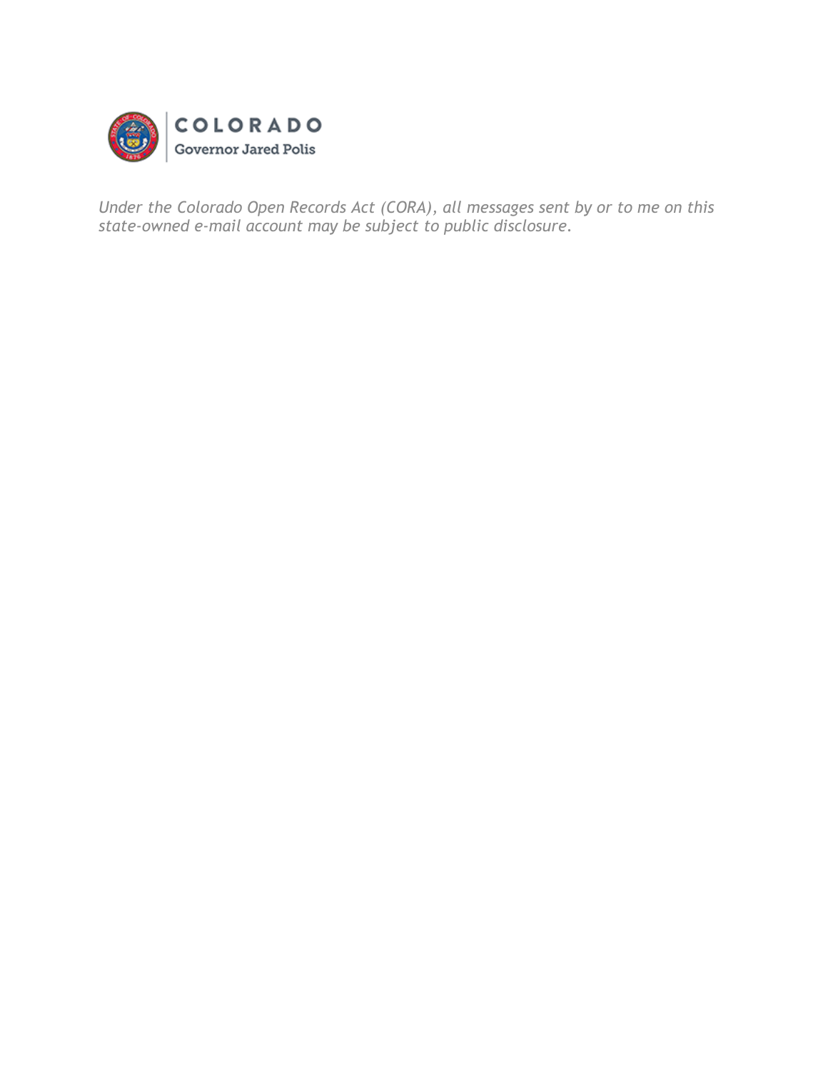COLORADO

Governor Jared Polis

*Under the Colorado Open Records Act (CORA), all messages sent by or to me on this state-owned e-mail account may be subject to public disclosure.*